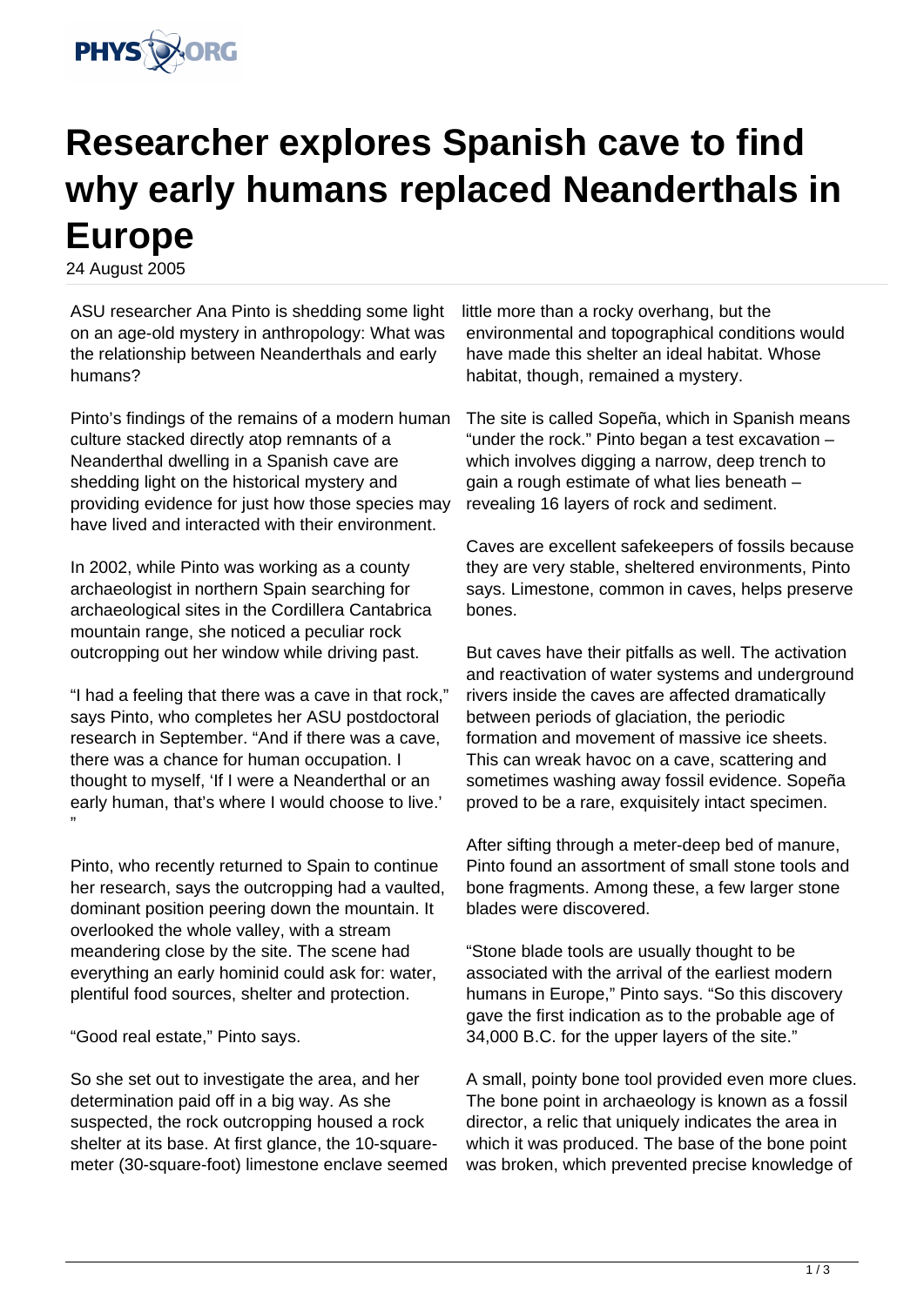# Researcher explores Spanish cave to find why early humans replaced Neanderthals in Europe

24 August 2005

ASU researcher Ana Pinto is shedding some light on an age-old mystery in anthropology: What was the relationship between Neanderthals and early humans?

Pinto's findings of the remains of a modern human culture stacked directly atop remnants of a Neanderthal dwelling in a Spanish cave are shedding light on the historical mystery and providing evidence for just how those species may have lived and interacted with their environment.

In 2002, while Pinto was working as a county archaeologist in northern Spain searching for archaeological sites in the Cordillera Cantabrica mountain range, she noticed a peculiar rock outcropping out her window while driving past.

"I had a feeling that there was a cave in that rock," says Pinto, who completes her ASU postdoctoral research in September. "And if there was a cave, there was a chance for human occupation. I thought to myself, 'If I were a Neanderthal or an early human, that's where I would choose to live.' "

Pinto, who recently returned to Spain to continue her research, says the outcropping had a vaulted, dominant position peering down the mountain. It overlooked the whole valley, with a stream meandering close by the site. The scene had everything an early hominid could ask for: water, plentiful food sources, shelter and protection.

"Good real estate," Pinto says.

So she set out to investigate the area, and her determination paid off in a big way. As she suspected, the rock outcropping housed a rock shelter at its base. At first glance, the 10-square-meter (30-square-foot) limestone enclave seemed little more than a rocky overhang, but the environmental and topographical conditions would have made this shelter an ideal habitat. Whose habitat, though, remained a mystery.

The site is called Sopeña, which in Spanish means "under the rock." Pinto began a test excavation – which involves digging a narrow, deep trench to gain a rough estimate of what lies beneath – revealing 16 layers of rock and sediment.

Caves are excellent safekeepers of fossils because they are very stable, sheltered environments, Pinto says. Limestone, common in caves, helps preserve bones.

But caves have their pitfalls as well. The activation and reactivation of water systems and underground rivers inside the caves are affected dramatically between periods of glaciation, the periodic formation and movement of massive ice sheets. This can wreak havoc on a cave, scattering and sometimes washing away fossil evidence. Sopeña proved to be a rare, exquisitely intact specimen.

After sifting through a meter-deep bed of manure, Pinto found an assortment of small stone tools and bone fragments. Among these, a few larger stone blades were discovered.

"Stone blade tools are usually thought to be associated with the arrival of the earliest modern humans in Europe," Pinto says. "So this discovery gave the first indication as to the probable age of 34,000 B.C. for the upper layers of the site."

A small, pointy bone tool provided even more clues. The bone point in archaeology is known as a fossil director, a relic that uniquely indicates the area in which it was produced. The base of the bone point was broken, which prevented precise knowledge of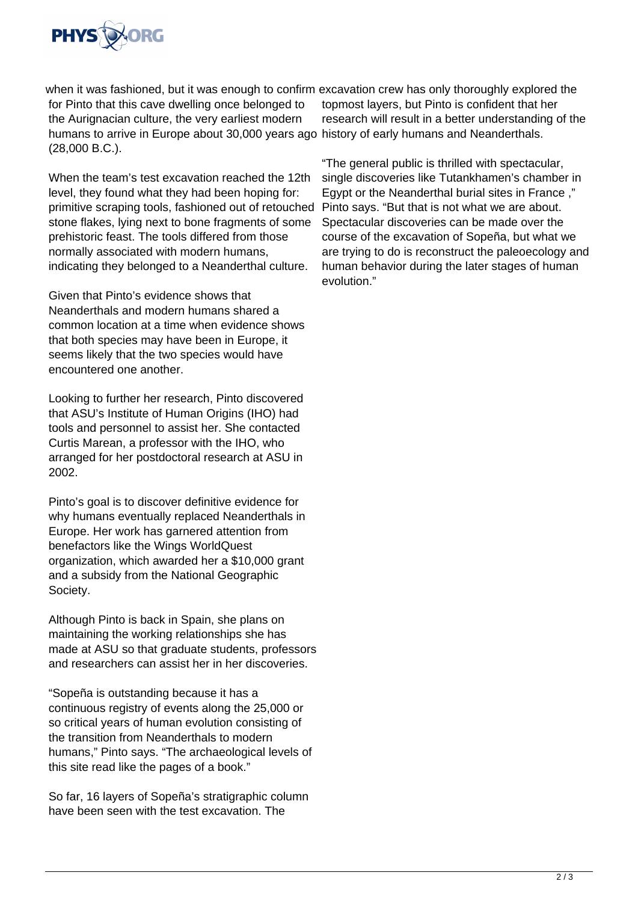when it was fashioned, but it was enough to confirm for Pinto that this cave dwelling once belonged to the Aurignacian culture, the very earliest modern humans to arrive in Europe about 30,000 years ago (28,000 B.C.).

When the team's test excavation reached the 12th level, they found what they had been hoping for: primitive scraping tools, fashioned out of retouched stone flakes, lying next to bone fragments of some prehistoric feast. The tools differed from those normally associated with modern humans, indicating they belonged to a Neanderthal culture.

Given that Pinto's evidence shows that Neanderthals and modern humans shared a common location at a time when evidence shows that both species may have been in Europe, it seems likely that the two species would have encountered one another.

Looking to further her research, Pinto discovered that ASU's Institute of Human Origins (IHO) had tools and personnel to assist her. She contacted Curtis Marean, a professor with the IHO, who arranged for her postdoctoral research at ASU in 2002.

Pinto's goal is to discover definitive evidence for why humans eventually replaced Neanderthals in Europe. Her work has garnered attention from benefactors like the Wings WorldQuest organization, which awarded her a $10,000 grant and a subsidy from the National Geographic Society.

Although Pinto is back in Spain, she plans on maintaining the working relationships she has made at ASU so that graduate students, professors and researchers can assist her in her discoveries.

"Sopeña is outstanding because it has a continuous registry of events along the 25,000 or so critical years of human evolution consisting of the transition from Neanderthals to modern humans," Pinto says. "The archaeological levels of this site read like the pages of a book."

So far, 16 layers of Sopeña's stratigraphic column have been seen with the test excavation. The excavation crew has only thoroughly explored the topmost layers, but Pinto is confident that her research will result in a better understanding of the history of early humans and Neanderthals.

"The general public is thrilled with spectacular, single discoveries like Tutankhamen's chamber in Egypt or the Neanderthal burial sites in France ," Pinto says. "But that is not what we are about. Spectacular discoveries can be made over the course of the excavation of Sopeña, but what we are trying to do is reconstruct the paleoecology and human behavior during the later stages of human evolution."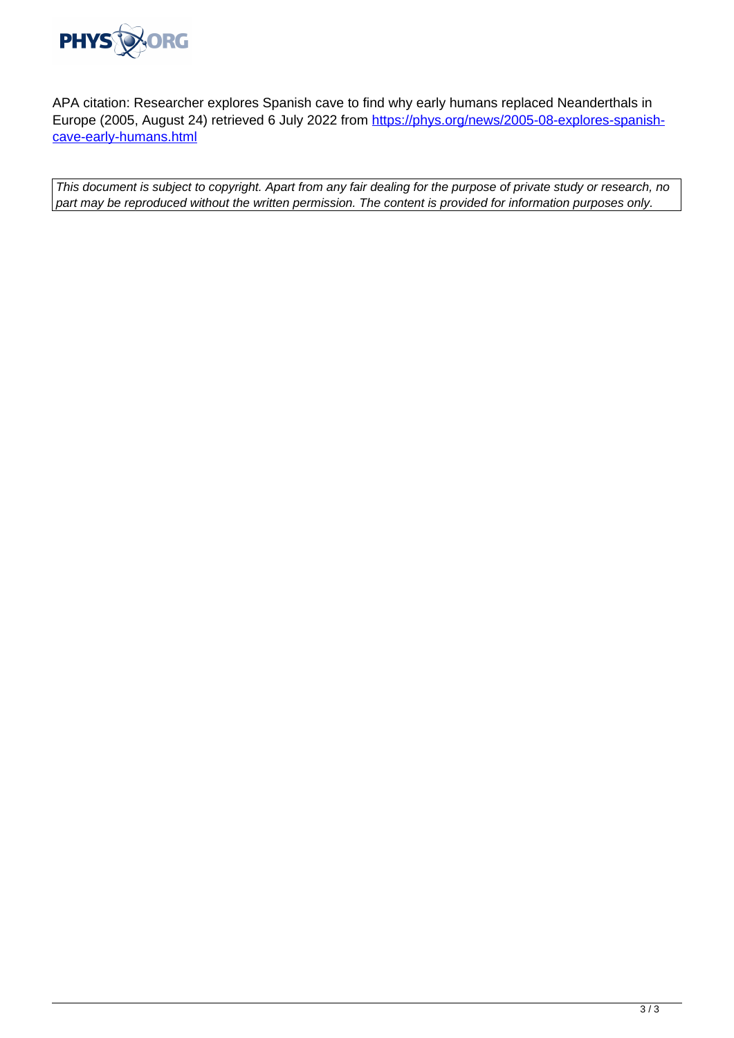APA citation: Researcher explores Spanish cave to find why early humans replaced Neanderthals in Europe (2005, August 24) retrieved 6 July 2022 from https://phys.org/news/2005-08-explores-spanish-cave-early-humans.html

*This document is subject to copyright. Apart from any fair dealing for the purpose of private study or research, no part may be reproduced without the written permission. The content is provided for information purposes only.*